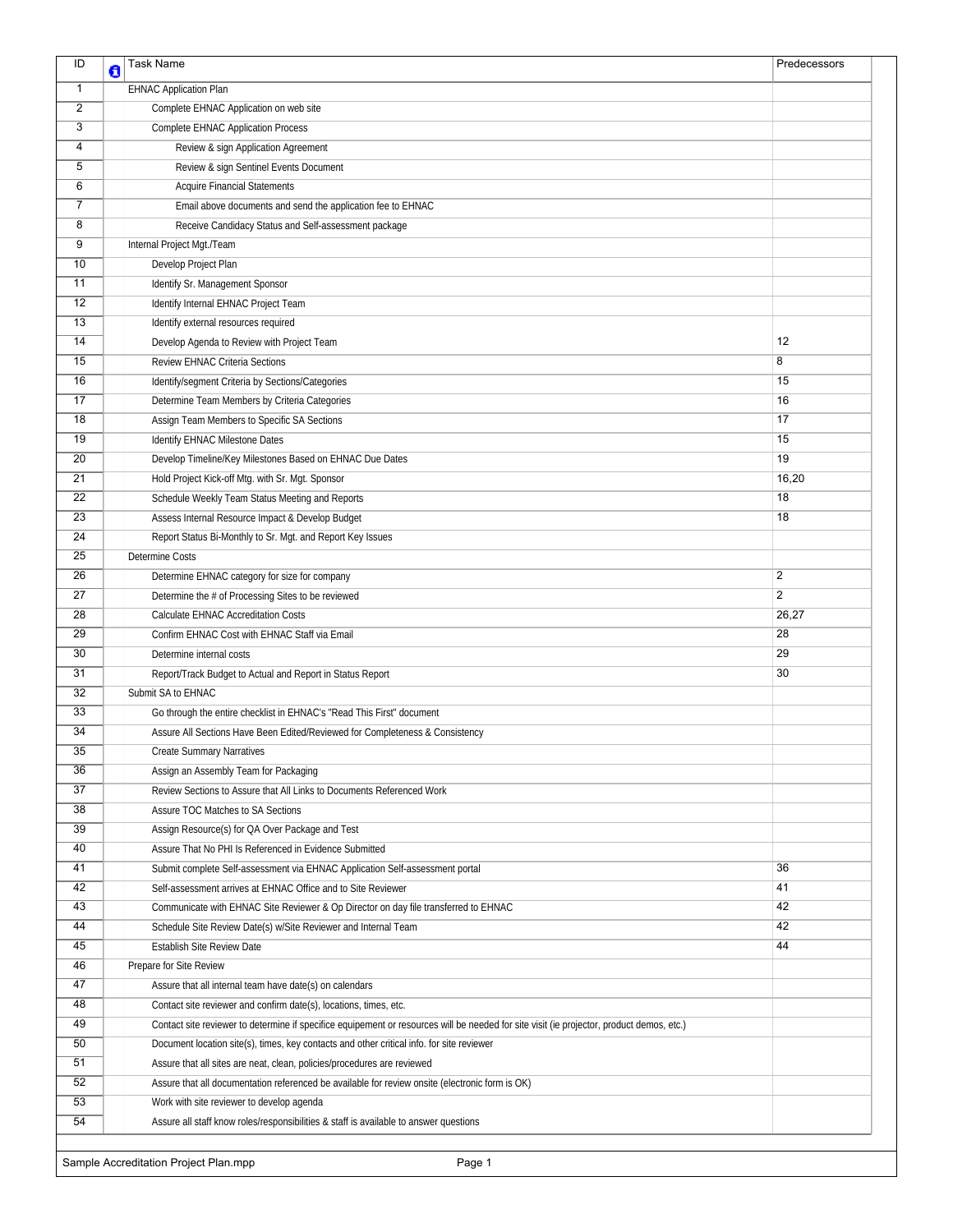| ID | | Task Name | Predecessors |
|---|---|---|---|
| 1 | | EHNAC Application Plan | |
| 2 | | Complete EHNAC Application on web site | |
| 3 | | Complete EHNAC Application Process | |
| 4 | | Review & sign Application Agreement | |
| 5 | | Review & sign Sentinel Events Document | |
| 6 | | Acquire Financial Statements | |
| 7 | | Email above documents and send the application fee to EHNAC | |
| 8 | | Receive Candidacy Status and Self-assessment package | |
| 9 | | Internal Project Mgt./Team | |
| 10 | | Develop Project Plan | |
| 11 | | Identify Sr. Management Sponsor | |
| 12 | | Identify Internal EHNAC Project Team | |
| 13 | | Identify external resources required | |
| 14 | | Develop Agenda to Review with Project Team | 12 |
| 15 | | Review EHNAC Criteria Sections | 8 |
| 16 | | Identify/segment Criteria by Sections/Categories | 15 |
| 17 | | Determine Team Members by Criteria Categories | 16 |
| 18 | | Assign Team Members to Specific SA Sections | 17 |
| 19 | | Identify EHNAC Milestone Dates | 15 |
| 20 | | Develop Timeline/Key Milestones Based on EHNAC Due Dates | 19 |
| 21 | | Hold Project Kick-off Mtg. with Sr. Mgt. Sponsor | 16,20 |
| 22 | | Schedule Weekly Team Status Meeting and Reports | 18 |
| 23 | | Assess Internal Resource Impact & Develop Budget | 18 |
| 24 | | Report Status Bi-Monthly to Sr. Mgt. and Report Key Issues | |
| 25 | | Determine Costs | |
| 26 | | Determine EHNAC category for size for company | 2 |
| 27 | | Determine the # of Processing Sites to be reviewed | 2 |
| 28 | | Calculate EHNAC Accreditation Costs | 26,27 |
| 29 | | Confirm EHNAC Cost with EHNAC Staff via Email | 28 |
| 30 | | Determine internal costs | 29 |
| 31 | | Report/Track Budget to Actual and Report in Status Report | 30 |
| 32 | | Submit SA to EHNAC | |
| 33 | | Go through the entire checklist in EHNAC's "Read This First" document | |
| 34 | | Assure All Sections Have Been Edited/Reviewed for Completeness & Consistency | |
| 35 | | Create Summary Narratives | |
| 36 | | Assign an Assembly Team for Packaging | |
| 37 | | Review Sections to Assure that All Links to Documents Referenced Work | |
| 38 | | Assure TOC Matches to SA Sections | |
| 39 | | Assign Resource(s) for QA Over Package and Test | |
| 40 | | Assure That No PHI Is Referenced in Evidence Submitted | |
| 41 | | Submit complete Self-assessment via EHNAC Application Self-assessment portal | 36 |
| 42 | | Self-assessment arrives at EHNAC Office and to Site Reviewer | 41 |
| 43 | | Communicate with EHNAC Site Reviewer & Op Director on day file transferred to EHNAC | 42 |
| 44 | | Schedule Site Review Date(s) w/Site Reviewer and Internal Team | 42 |
| 45 | | Establish Site Review Date | 44 |
| 46 | | Prepare for Site Review | |
| 47 | | Assure that all internal team have date(s) on calendars | |
| 48 | | Contact site reviewer and confirm date(s), locations, times, etc. | |
| 49 | | Contact site reviewer to determine if specifice equipement or resources will be needed for site visit (ie projector, product demos, etc.) | |
| 50 | | Document location site(s), times, key contacts and other critical info. for site reviewer | |
| 51 | | Assure that all sites are neat, clean, policies/procedures are reviewed | |
| 52 | | Assure that all documentation referenced be available for review onsite (electronic form is OK) | |
| 53 | | Work with site reviewer to develop agenda | |
| 54 | | Assure all staff know roles/responsibilities & staff is available to answer questions | |

Sample Accreditation Project Plan.mpp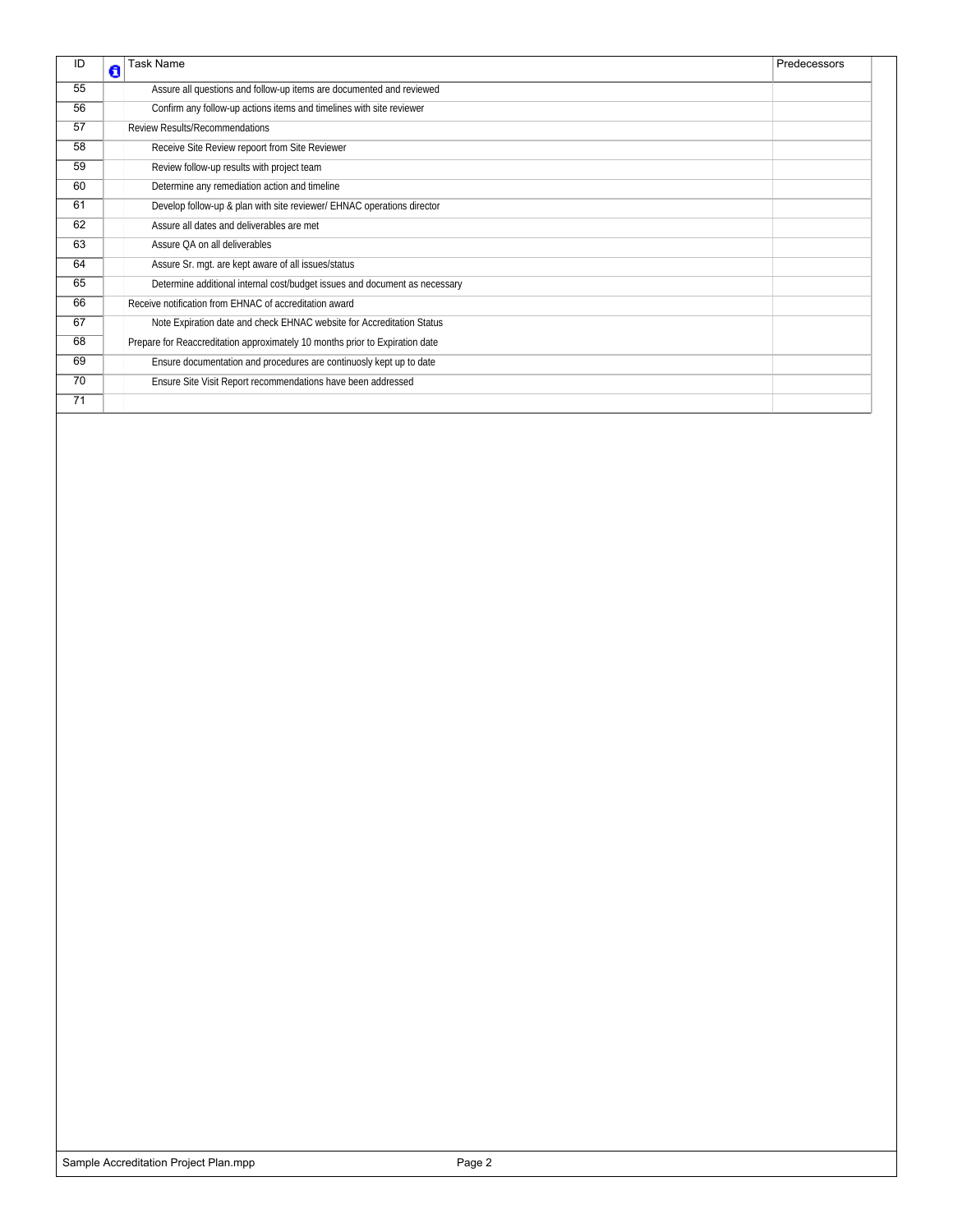| ID | | Task Name | Predecessors |
|---|---|---|---|
| 55 | | Assure all questions and follow-up items are documented and reviewed | |
| 56 | | Confirm any follow-up actions items and timelines with site reviewer | |
| 57 | | Review Results/Recommendations | |
| 58 | | Receive Site Review repoort from Site Reviewer | |
| 59 | | Review follow-up results with project team | |
| 60 | | Determine any remediation action and timeline | |
| 61 | | Develop follow-up & plan with site reviewer/ EHNAC operations director | |
| 62 | | Assure all dates and deliverables are met | |
| 63 | | Assure QA on all deliverables | |
| 64 | | Assure Sr. mgt. are kept aware of all issues/status | |
| 65 | | Determine additional internal cost/budget issues and document as necessary | |
| 66 | | Receive notification from EHNAC of accreditation award | |
| 67 | | Note Expiration date and check EHNAC website for Accreditation Status | |
| 68 | | Prepare for Reaccreditation approximately 10 months prior to Expiration date | |
| 69 | | Ensure documentation and procedures are continuosly kept up to date | |
| 70 | | Ensure Site Visit Report recommendations have been addressed | |
| 71 | | | |

Sample Accreditation Project Plan.mpp